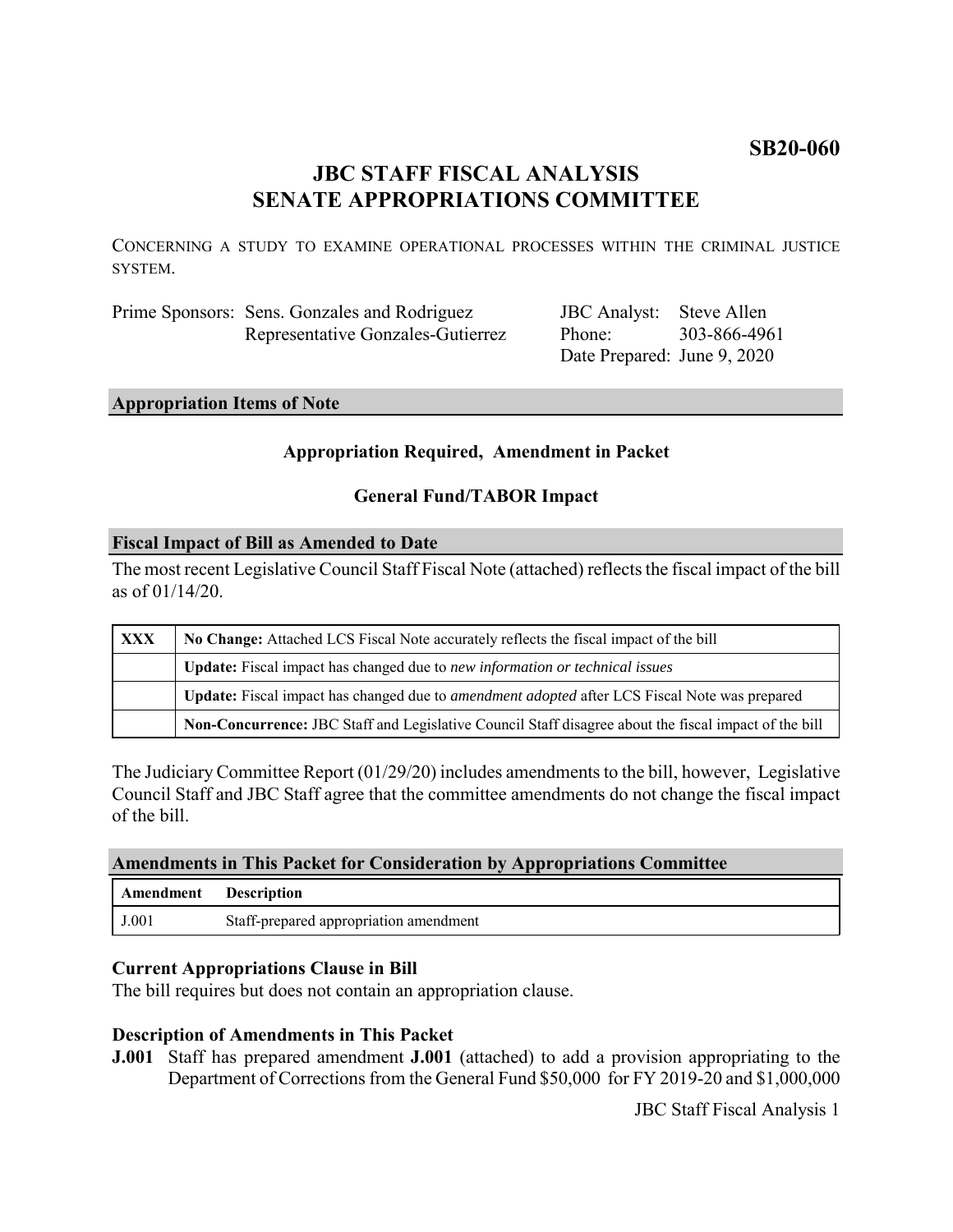**SB20-060**

# JBC STAFF FISCAL ANALYSIS
# SENATE APPROPRIATIONS COMMITTEE

CONCERNING A STUDY TO EXAMINE OPERATIONAL PROCESSES WITHIN THE CRIMINAL JUSTICE SYSTEM.

| | |
|---|---|
| Prime Sponsors: Sens. Gonzales and Rodriguez<br>Representative Gonzales-Gutierrez | JBC Analyst: Steve Allen<br>Phone: 303-866-4961<br>Date Prepared: June 9, 2020 |

## Appropriation Items of Note

**Appropriation Required, Amendment in Packet**

**General Fund/TABOR Impact**

## Fiscal Impact of Bill as Amended to Date

The most recent Legislative Council Staff Fiscal Note (attached) reflects the fiscal impact of the bill as of 01/14/20.

| | |
|---|---|
| **XXX** | **No Change:** Attached LCS Fiscal Note accurately reflects the fiscal impact of the bill |
| | **Update:** Fiscal impact has changed due to *new information or technical issues* |
| | **Update:** Fiscal impact has changed due to *amendment adopted* after LCS Fiscal Note was prepared |
| | **Non-Concurrence:** JBC Staff and Legislative Council Staff disagree about the fiscal impact of the bill |

The Judiciary Committee Report (01/29/20) includes amendments to the bill, however, Legislative Council Staff and JBC Staff agree that the committee amendments do not change the fiscal impact of the bill.

## Amendments in This Packet for Consideration by Appropriations Committee

| Amendment | Description |
|---|---|
| J.001 | Staff-prepared appropriation amendment |

### Current Appropriations Clause in Bill

The bill requires but does not contain an appropriation clause.

### Description of Amendments in This Packet

**J.001** Staff has prepared amendment **J.001** (attached) to add a provision appropriating to the Department of Corrections from the General Fund $50,000 for FY 2019-20 and $1,000,000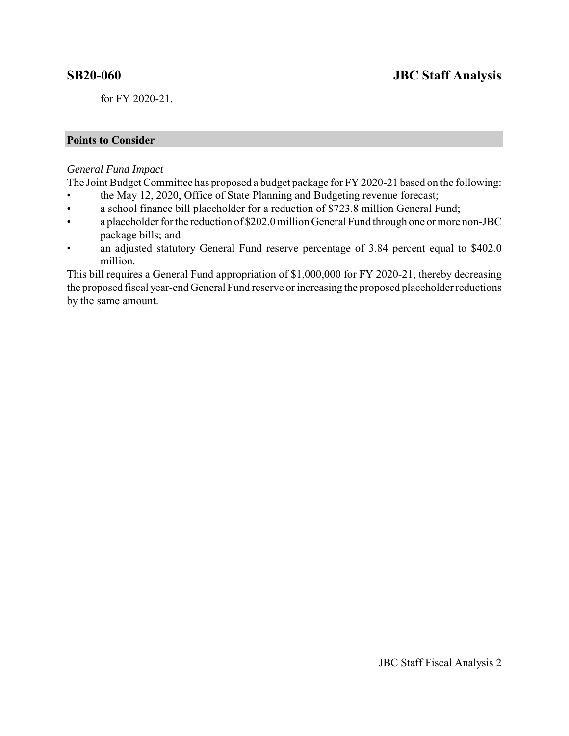for FY 2020-21.

## Points to Consider

*General Fund Impact*

The Joint Budget Committee has proposed a budget package for FY 2020-21 based on the following:

- the May 12, 2020, Office of State Planning and Budgeting revenue forecast;
- a school finance bill placeholder for a reduction of $723.8 million General Fund;
- a placeholder for the reduction of $202.0 million General Fund through one or more non-JBC package bills; and
- an adjusted statutory General Fund reserve percentage of 3.84 percent equal to $402.0 million.

This bill requires a General Fund appropriation of $1,000,000 for FY 2020-21, thereby decreasing the proposed fiscal year-end General Fund reserve or increasing the proposed placeholder reductions by the same amount.